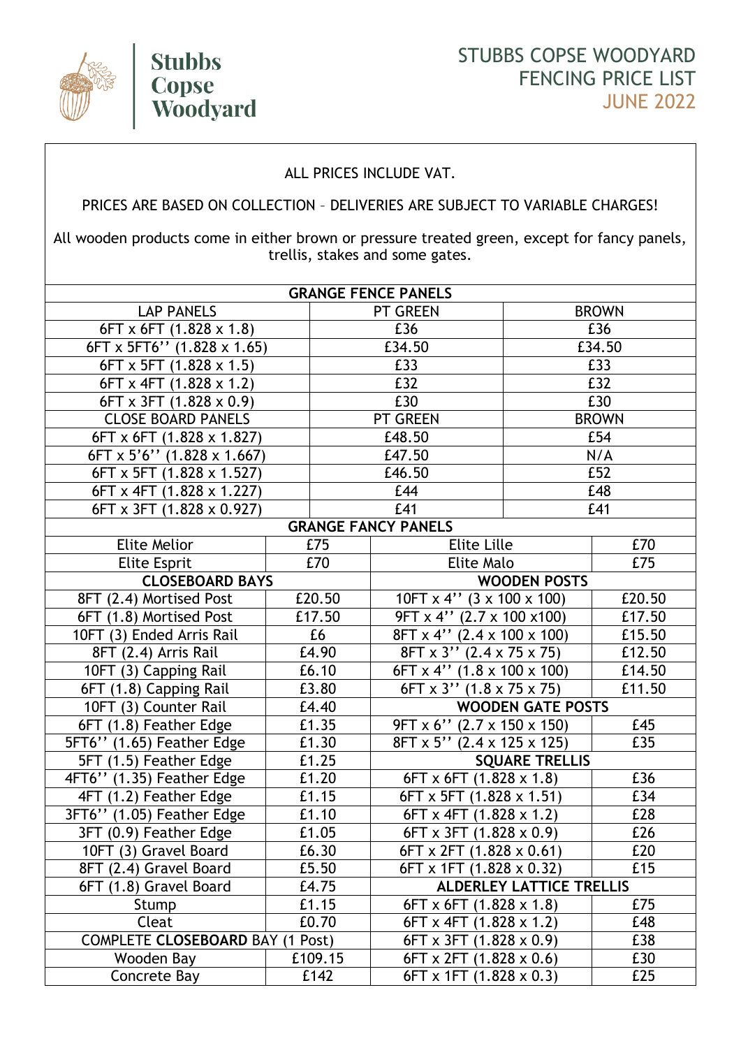# Stubbs Copse Woodyard

## STUBBS COPSE WOODYARD FENCING PRICE LIST JUNE 2022

ALL PRICES INCLUDE VAT.

PRICES ARE BASED ON COLLECTION – DELIVERIES ARE SUBJECT TO VARIABLE CHARGES!

All wooden products come in either brown or pressure treated green, except for fancy panels, trellis, stakes and some gates.

| GRANGE FENCE PANELS | | |
|---|---|---|
| LAP PANELS | PT GREEN | BROWN |
| 6FT x 6FT (1.828 x 1.8) | £36 | £36 |
| 6FT x 5FT6'' (1.828 x 1.65) | £34.50 | £34.50 |
| 6FT x 5FT (1.828 x 1.5) | £33 | £33 |
| 6FT x 4FT (1.828 x 1.2) | £32 | £32 |
| 6FT x 3FT (1.828 x 0.9) | £30 | £30 |
| CLOSE BOARD PANELS | PT GREEN | BROWN |
| 6FT x 6FT (1.828 x 1.827) | £48.50 | £54 |
| 6FT x 5'6'' (1.828 x 1.667) | £47.50 | N/A |
| 6FT x 5FT (1.828 x 1.527) | £46.50 | £52 |
| 6FT x 4FT (1.828 x 1.227) | £44 | £48 |
| 6FT x 3FT (1.828 x 0.927) | £41 | £41 |

| GRANGE FANCY PANELS | | | |
|---|---|---|---|
| Elite Melior | £75 | Elite Lille | £70 |
| Elite Esprit | £70 | Elite Malo | £75 |
| **CLOSEBOARD BAYS** | | **WOODEN POSTS** | |
| 8FT (2.4) Mortised Post | £20.50 | 10FT x 4'' (3 x 100 x 100) | £20.50 |
| 6FT (1.8) Mortised Post | £17.50 | 9FT x 4'' (2.7 x 100 x100) | £17.50 |
| 10FT (3) Ended Arris Rail | £6 | 8FT x 4'' (2.4 x 100 x 100) | £15.50 |
| 8FT (2.4) Arris Rail | £4.90 | 8FT x 3'' (2.4 x 75 x 75) | £12.50 |
| 10FT (3) Capping Rail | £6.10 | 6FT x 4'' (1.8 x 100 x 100) | £14.50 |
| 6FT (1.8) Capping Rail | £3.80 | 6FT x 3'' (1.8 x 75 x 75) | £11.50 |
| 10FT (3) Counter Rail | £4.40 | **WOODEN GATE POSTS** | |
| 6FT (1.8) Feather Edge | £1.35 | 9FT x 6'' (2.7 x 150 x 150) | £45 |
| 5FT6'' (1.65) Feather Edge | £1.30 | 8FT x 5'' (2.4 x 125 x 125) | £35 |
| 5FT (1.5) Feather Edge | £1.25 | **SQUARE TRELLIS** | |
| 4FT6'' (1.35) Feather Edge | £1.20 | 6FT x 6FT (1.828 x 1.8) | £36 |
| 4FT (1.2) Feather Edge | £1.15 | 6FT x 5FT (1.828 x 1.51) | £34 |
| 3FT6'' (1.05) Feather Edge | £1.10 | 6FT x 4FT (1.828 x 1.2) | £28 |
| 3FT (0.9) Feather Edge | £1.05 | 6FT x 3FT (1.828 x 0.9) | £26 |
| 10FT (3) Gravel Board | £6.30 | 6FT x 2FT (1.828 x 0.61) | £20 |
| 8FT (2.4) Gravel Board | £5.50 | 6FT x 1FT (1.828 x 0.32) | £15 |
| 6FT (1.8) Gravel Board | £4.75 | **ALDERLEY LATTICE TRELLIS** | |
| Stump | £1.15 | 6FT x 6FT (1.828 x 1.8) | £75 |
| Cleat | £0.70 | 6FT x 4FT (1.828 x 1.2) | £48 |
| COMPLETE **CLOSEBOARD** BAY (1 Post) | | 6FT x 3FT (1.828 x 0.9) | £38 |
| Wooden Bay | £109.15 | 6FT x 2FT (1.828 x 0.6) | £30 |
| Concrete Bay | £142 | 6FT x 1FT (1.828 x 0.3) | £25 |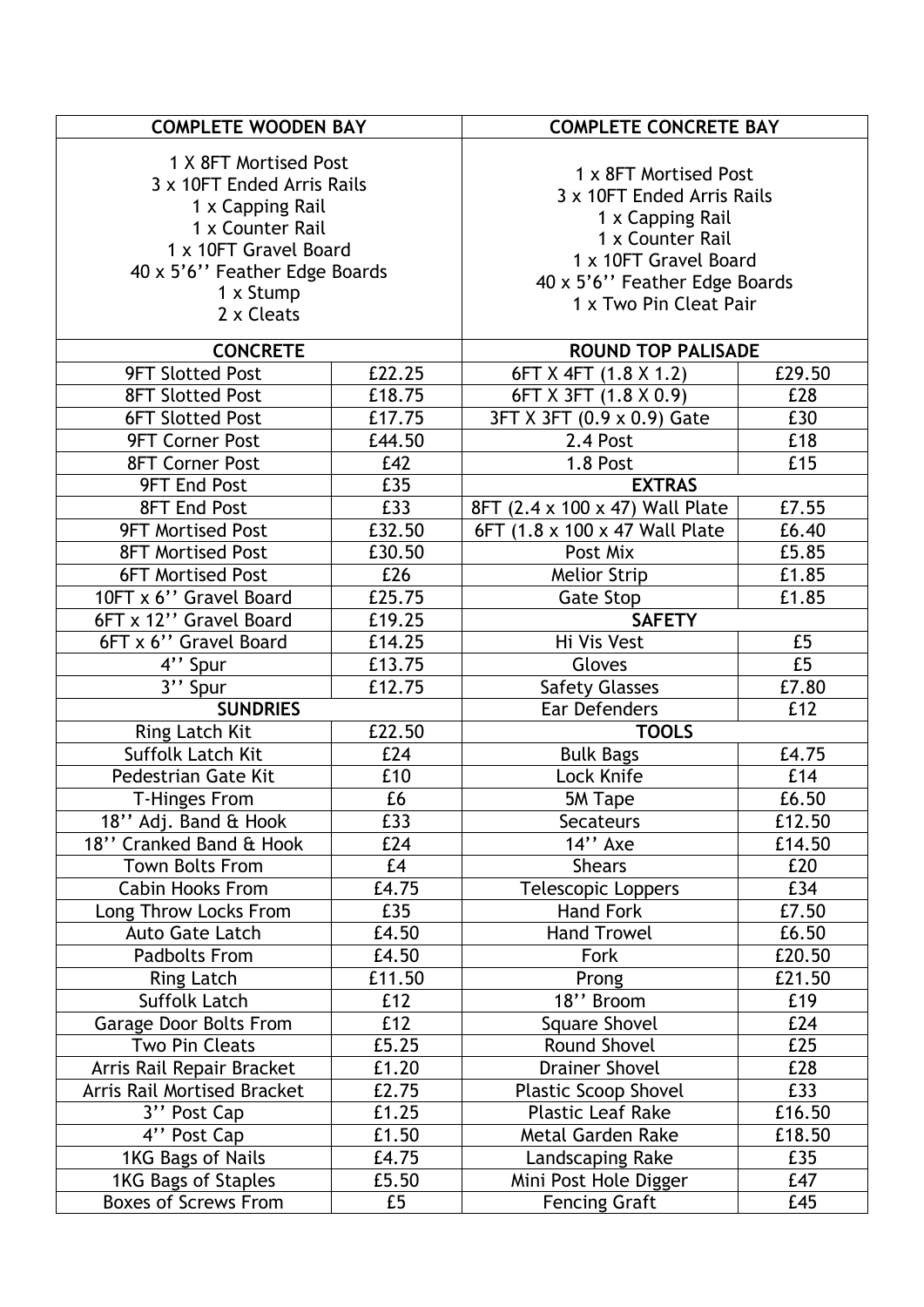| COMPLETE WOODEN BAY | | COMPLETE CONCRETE BAY | |
|---|---|---|---|
| 1 X 8FT Mortised Post<br>3 x 10FT Ended Arris Rails<br>1 x Capping Rail<br>1 x Counter Rail<br>1 x 10FT Gravel Board<br>40 x 5'6'' Feather Edge Boards<br>1 x Stump<br>2 x Cleats | | 1 x 8FT Mortised Post<br>3 x 10FT Ended Arris Rails<br>1 x Capping Rail<br>1 x Counter Rail<br>1 x 10FT Gravel Board<br>40 x 5'6'' Feather Edge Boards<br>1 x Two Pin Cleat Pair | |
| **CONCRETE** | | **ROUND TOP PALISADE** | |
| 9FT Slotted Post | £22.25 | 6FT X 4FT (1.8 X 1.2) | £29.50 |
| 8FT Slotted Post | £18.75 | 6FT X 3FT (1.8 X 0.9) | £28 |
| 6FT Slotted Post | £17.75 | 3FT X 3FT (0.9 x 0.9) Gate | £30 |
| 9FT Corner Post | £44.50 | 2.4 Post | £18 |
| 8FT Corner Post | £42 | 1.8 Post | £15 |
| 9FT End Post | £35 | **EXTRAS** | |
| 8FT End Post | £33 | 8FT (2.4 x 100 x 47) Wall Plate | £7.55 |
| 9FT Mortised Post | £32.50 | 6FT (1.8 x 100 x 47 Wall Plate | £6.40 |
| 8FT Mortised Post | £30.50 | Post Mix | £5.85 |
| 6FT Mortised Post | £26 | Melior Strip | £1.85 |
| 10FT x 6'' Gravel Board | £25.75 | Gate Stop | £1.85 |
| 6FT x 12'' Gravel Board | £19.25 | **SAFETY** | |
| 6FT x 6'' Gravel Board | £14.25 | Hi Vis Vest | £5 |
| 4'' Spur | £13.75 | Gloves | £5 |
| 3'' Spur | £12.75 | Safety Glasses | £7.80 |
| **SUNDRIES** | | Ear Defenders | £12 |
| Ring Latch Kit | £22.50 | **TOOLS** | |
| Suffolk Latch Kit | £24 | Bulk Bags | £4.75 |
| Pedestrian Gate Kit | £10 | Lock Knife | £14 |
| T-Hinges From | £6 | 5M Tape | £6.50 |
| 18'' Adj. Band & Hook | £33 | Secateurs | £12.50 |
| 18'' Cranked Band & Hook | £24 | 14'' Axe | £14.50 |
| Town Bolts From | £4 | Shears | £20 |
| Cabin Hooks From | £4.75 | Telescopic Loppers | £34 |
| Long Throw Locks From | £35 | Hand Fork | £7.50 |
| Auto Gate Latch | £4.50 | Hand Trowel | £6.50 |
| Padbolts From | £4.50 | Fork | £20.50 |
| Ring Latch | £11.50 | Prong | £21.50 |
| Suffolk Latch | £12 | 18'' Broom | £19 |
| Garage Door Bolts From | £12 | Square Shovel | £24 |
| Two Pin Cleats | £5.25 | Round Shovel | £25 |
| Arris Rail Repair Bracket | £1.20 | Drainer Shovel | £28 |
| Arris Rail Mortised Bracket | £2.75 | Plastic Scoop Shovel | £33 |
| 3'' Post Cap | £1.25 | Plastic Leaf Rake | £16.50 |
| 4'' Post Cap | £1.50 | Metal Garden Rake | £18.50 |
| 1KG Bags of Nails | £4.75 | Landscaping Rake | £35 |
| 1KG Bags of Staples | £5.50 | Mini Post Hole Digger | £47 |
| Boxes of Screws From | £5 | Fencing Graft | £45 |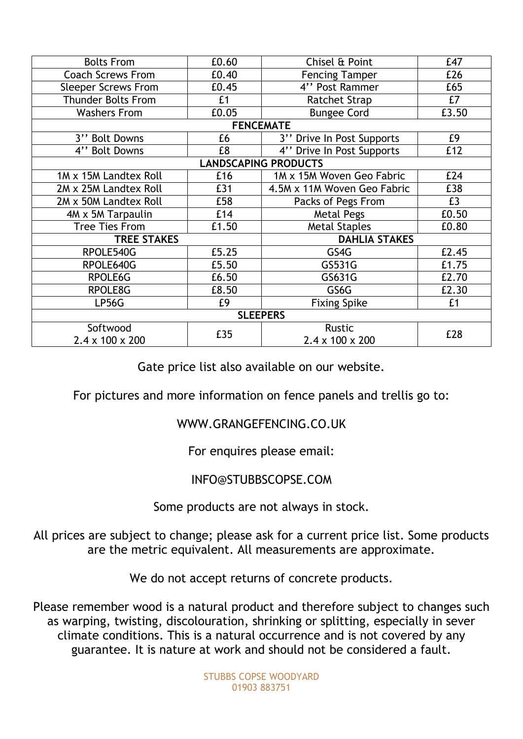| | | | |
|---|---|---|---|
| Bolts From | £0.60 | Chisel & Point | £47 |
| Coach Screws From | £0.40 | Fencing Tamper | £26 |
| Sleeper Screws From | £0.45 | 4'' Post Rammer | £65 |
| Thunder Bolts From | £1 | Ratchet Strap | £7 |
| Washers From | £0.05 | Bungee Cord | £3.50 |
| **FENCEMATE** | | | |
| 3'' Bolt Downs | £6 | 3'' Drive In Post Supports | £9 |
| 4'' Bolt Downs | £8 | 4'' Drive In Post Supports | £12 |
| **LANDSCAPING PRODUCTS** | | | |
| 1M x 15M Landtex Roll | £16 | 1M x 15M Woven Geo Fabric | £24 |
| 2M x 25M Landtex Roll | £31 | 4.5M x 11M Woven Geo Fabric | £38 |
| 2M x 50M Landtex Roll | £58 | Packs of Pegs From | £3 |
| 4M x 5M Tarpaulin | £14 | Metal Pegs | £0.50 |
| Tree Ties From | £1.50 | Metal Staples | £0.80 |
| **TREE STAKES** | | **DAHLIA STAKES** | |
| RPOLE540G | £5.25 | GS4G | £2.45 |
| RPOLE640G | £5.50 | GS531G | £1.75 |
| RPOLE6G | £6.50 | GS631G | £2.70 |
| RPOLE8G | £8.50 | GS6G | £2.30 |
| LP56G | £9 | Fixing Spike | £1 |
| **SLEEPERS** | | | |
| Softwood 2.4 x 100 x 200 | £35 | Rustic 2.4 x 100 x 200 | £28 |

Gate price list also available on our website.

For pictures and more information on fence panels and trellis go to:

WWW.GRANGEFENCING.CO.UK

For enquires please email:

INFO@STUBBSCOPSE.COM

Some products are not always in stock.

All prices are subject to change; please ask for a current price list. Some products are the metric equivalent. All measurements are approximate.

We do not accept returns of concrete products.

Please remember wood is a natural product and therefore subject to changes such as warping, twisting, discolouration, shrinking or splitting, especially in sever climate conditions. This is a natural occurrence and is not covered by any guarantee. It is nature at work and should not be considered a fault.

STUBBS COPSE WOODYARD
01903 883751